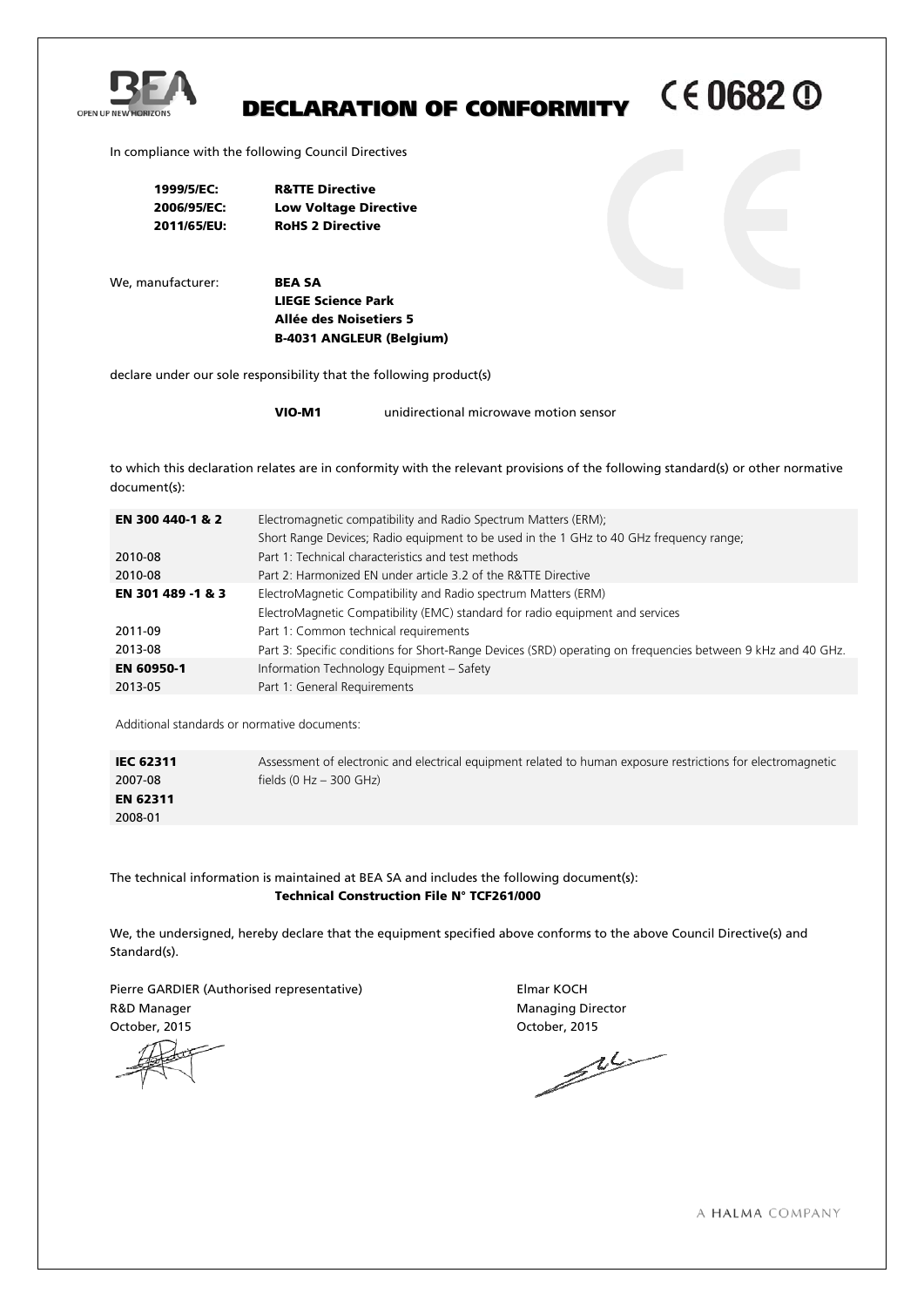# DECLARATION OF CONFORMITY

CE 0682 ⓘ

In compliance with the following Council Directives

| | |
|---|---|
| **1999/5/EC:** | **R&TTE Directive** |
| **2006/95/EC:** | **Low Voltage Directive** |
| **2011/65/EU:** | **RoHS 2 Directive** |

We, manufacturer: **BEA SA**
**LIEGE Science Park**
**Allée des Noisetiers 5**
**B-4031 ANGLEUR (Belgium)**

declare under our sole responsibility that the following product(s)

**VIO-M1** unidirectional microwave motion sensor

to which this declaration relates are in conformity with the relevant provisions of the following standard(s) or other normative document(s):

| | |
|---|---|
| **EN 300 440-1 & 2** | Electromagnetic compatibility and Radio Spectrum Matters (ERM); Short Range Devices; Radio equipment to be used in the 1 GHz to 40 GHz frequency range; |
| 2010-08 | Part 1: Technical characteristics and test methods |
| 2010-08 | Part 2: Harmonized EN under article 3.2 of the R&TTE Directive |
| **EN 301 489 -1 & 3** | ElectroMagnetic Compatibility and Radio spectrum Matters (ERM) ElectroMagnetic Compatibility (EMC) standard for radio equipment and services |
| 2011-09 | Part 1: Common technical requirements |
| 2013-08 | Part 3: Specific conditions for Short-Range Devices (SRD) operating on frequencies between 9 kHz and 40 GHz. |
| **EN 60950-1** | Information Technology Equipment – Safety |
| 2013-05 | Part 1: General Requirements |

Additional standards or normative documents:

| | |
|---|---|
| **IEC 62311** | Assessment of electronic and electrical equipment related to human exposure restrictions for electromagnetic |
| 2007-08 | fields (0 Hz – 300 GHz) |
| **EN 62311** | |
| 2008-01 | |

The technical information is maintained at BEA SA and includes the following document(s):
**Technical Construction File N° TCF261/000**

We, the undersigned, hereby declare that the equipment specified above conforms to the above Council Directive(s) and Standard(s).

Pierre GARDIER (Authorised representative)
R&D Manager
October, 2015

Elmar KOCH
Managing Director
October, 2015

A HALMA COMPANY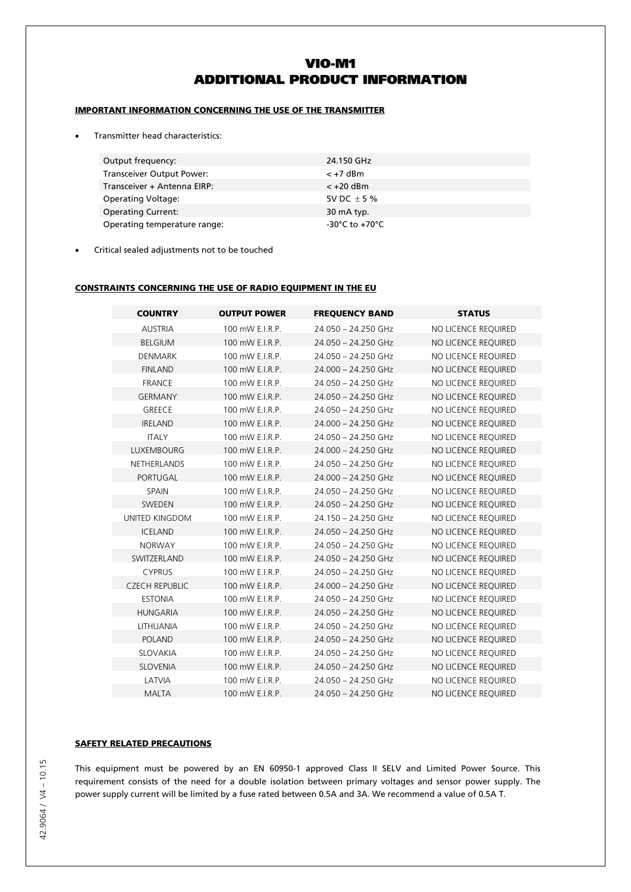# VIO-M1
# ADDITIONAL PRODUCT INFORMATION

### IMPORTANT INFORMATION CONCERNING THE USE OF THE TRANSMITTER

- Transmitter head characteristics:

| | |
|---|---|
| Output frequency: | 24.150 GHz |
| Transceiver Output Power: | < +7 dBm |
| Transceiver + Antenna EIRP: | < +20 dBm |
| Operating Voltage: | 5V DC ± 5 % |
| Operating Current: | 30 mA typ. |
| Operating temperature range: | -30°C to +70°C |

- Critical sealed adjustments not to be touched

### CONSTRAINTS CONCERNING THE USE OF RADIO EQUIPMENT IN THE EU

| COUNTRY | OUTPUT POWER | FREQUENCY BAND | STATUS |
|---|---|---|---|
| AUSTRIA | 100 mW E.I.R.P. | 24.050 – 24.250 GHz | NO LICENCE REQUIRED |
| BELGIUM | 100 mW E.I.R.P. | 24.050 – 24.250 GHz | NO LICENCE REQUIRED |
| DENMARK | 100 mW E.I.R.P. | 24.050 – 24.250 GHz | NO LICENCE REQUIRED |
| FINLAND | 100 mW E.I.R.P. | 24.000 – 24.250 GHz | NO LICENCE REQUIRED |
| FRANCE | 100 mW E.I.R.P. | 24.050 – 24.250 GHz | NO LICENCE REQUIRED |
| GERMANY | 100 mW E.I.R.P. | 24.050 – 24.250 GHz | NO LICENCE REQUIRED |
| GREECE | 100 mW E.I.R.P. | 24.050 – 24.250 GHz | NO LICENCE REQUIRED |
| IRELAND | 100 mW E.I.R.P. | 24.000 – 24.250 GHz | NO LICENCE REQUIRED |
| ITALY | 100 mW E.I.R.P. | 24.050 – 24.250 GHz | NO LICENCE REQUIRED |
| LUXEMBOURG | 100 mW E.I.R.P. | 24.000 – 24.250 GHz | NO LICENCE REQUIRED |
| NETHERLANDS | 100 mW E.I.R.P. | 24.050 – 24.250 GHz | NO LICENCE REQUIRED |
| PORTUGAL | 100 mW E.I.R.P. | 24.000 – 24.250 GHz | NO LICENCE REQUIRED |
| SPAIN | 100 mW E.I.R.P. | 24.050 – 24.250 GHz | NO LICENCE REQUIRED |
| SWEDEN | 100 mW E.I.R.P. | 24.050 – 24.250 GHz | NO LICENCE REQUIRED |
| UNITED KINGDOM | 100 mW E.I.R.P. | 24.150 – 24.250 GHz | NO LICENCE REQUIRED |
| ICELAND | 100 mW E.I.R.P. | 24.050 – 24.250 GHz | NO LICENCE REQUIRED |
| NORWAY | 100 mW E.I.R.P. | 24.050 – 24.250 GHz | NO LICENCE REQUIRED |
| SWITZERLAND | 100 mW E.I.R.P. | 24.050 – 24.250 GHz | NO LICENCE REQUIRED |
| CYPRUS | 100 mW E.I.R.P. | 24.050 – 24.250 GHz | NO LICENCE REQUIRED |
| CZECH REPUBLIC | 100 mW E.I.R.P. | 24.000 – 24.250 GHz | NO LICENCE REQUIRED |
| ESTONIA | 100 mW E.I.R.P. | 24.050 – 24.250 GHz | NO LICENCE REQUIRED |
| HUNGARIA | 100 mW E.I.R.P. | 24.050 – 24.250 GHz | NO LICENCE REQUIRED |
| LITHUANIA | 100 mW E.I.R.P. | 24.050 – 24.250 GHz | NO LICENCE REQUIRED |
| POLAND | 100 mW E.I.R.P. | 24.050 – 24.250 GHz | NO LICENCE REQUIRED |
| SLOVAKIA | 100 mW E.I.R.P. | 24.050 – 24.250 GHz | NO LICENCE REQUIRED |
| SLOVENIA | 100 mW E.I.R.P. | 24.050 – 24.250 GHz | NO LICENCE REQUIRED |
| LATVIA | 100 mW E.I.R.P. | 24.050 – 24.250 GHz | NO LICENCE REQUIRED |
| MALTA | 100 mW E.I.R.P. | 24.050 – 24.250 GHz | NO LICENCE REQUIRED |

### SAFETY RELATED PRECAUTIONS

This equipment must be powered by an EN 60950-1 approved Class II SELV and Limited Power Source. This requirement consists of the need for a double isolation between primary voltages and sensor power supply. The power supply current will be limited by a fuse rated between 0.5A and 3A. We recommend a value of 0.5A T.

42.9064 / V4 – 10.15